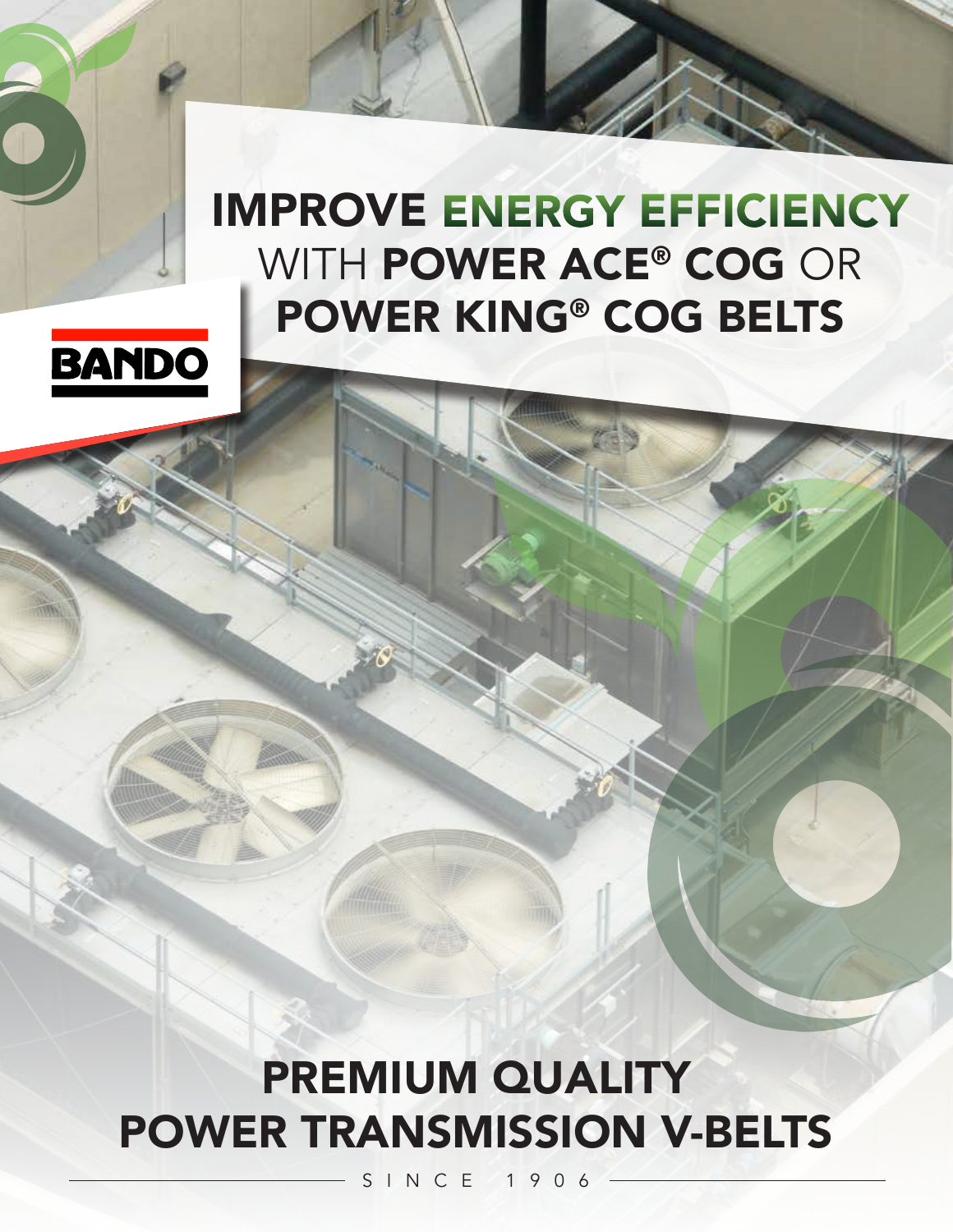# IMPROVE ENERGY EFFICIENCY WITH POWER ACE® COG OR POWER KING® COG BELTS

BANDO

## PREMIUM QUALITY POWER TRANSMISSION V-BELTS

SINCE 1906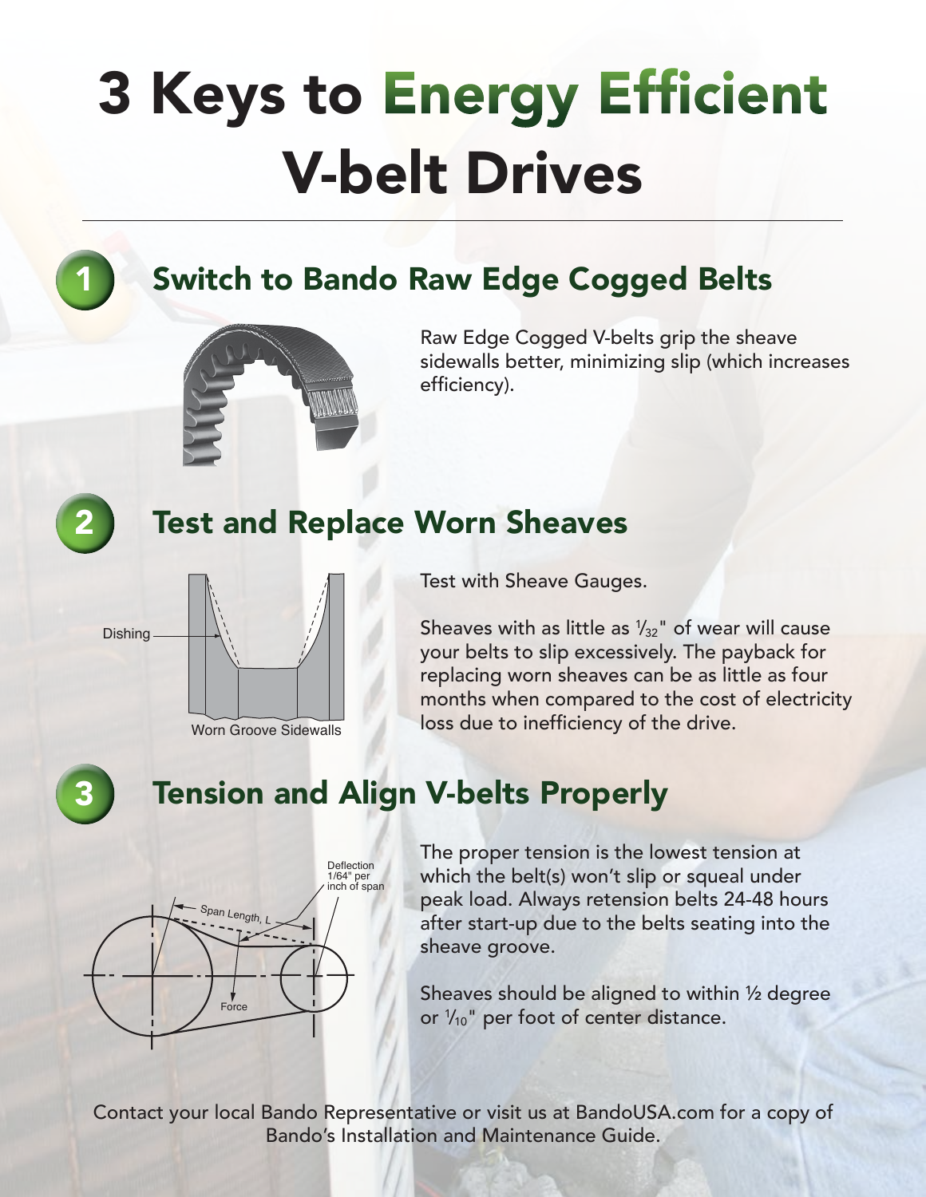# 3 Keys to Energy Efficient V-belt Drives

## 1 Switch to Bando Raw Edge Cogged Belts

Raw Edge Cogged V-belts grip the sheave sidewalls better, minimizing slip (which increases efficiency).

## 2 Test and Replace Worn Sheaves

Dishing

Worn Groove Sidewalls

Test with Sheave Gauges.

Sheaves with as little as $\frac{1}{32}$" of wear will cause your belts to slip excessively. The payback for replacing worn sheaves can be as little as four months when compared to the cost of electricity loss due to inefficiency of the drive.

## 3 Tension and Align V-belts Properly

Deflection 1/64" per inch of span

Span Length, L

Force

The proper tension is the lowest tension at which the belt(s) won't slip or squeal under peak load. Always retension belts 24-48 hours after start-up due to the belts seating into the sheave groove.

Sheaves should be aligned to within ½ degree or $\frac{1}{10}$" per foot of center distance.

Contact your local Bando Representative or visit us at BandoUSA.com for a copy of Bando's Installation and Maintenance Guide.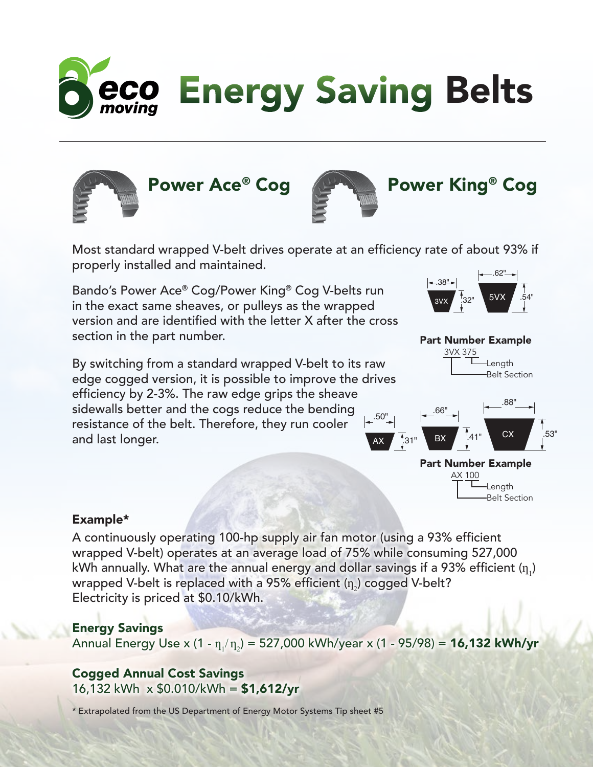# eco moving Energy Saving Belts

## Power Ace® Cog

## Power King® Cog

Most standard wrapped V-belt drives operate at an efficiency rate of about 93% if properly installed and maintained.

Bando's Power Ace® Cog/Power King® Cog V-belts run in the exact same sheaves, or pulleys as the wrapped version and are identified with the letter X after the cross section in the part number.

By switching from a standard wrapped V-belt to its raw edge cogged version, it is possible to improve the drives efficiency by 2-3%. The raw edge grips the sheave sidewalls better and the cogs reduce the bending resistance of the belt. Therefore, they run cooler and last longer.

3VX: .38" × .32"  
5VX: .62" × .54"

**Part Number Example**

3VX 375 — Length; Belt Section

AX: .50" × .31"  
BX: .66" × .41"  
CX: .88" × .53"

**Part Number Example**

AX 100 — Length; Belt Section

### Example*

A continuously operating 100-hp supply air fan motor (using a 93% efficient wrapped V-belt) operates at an average load of 75% while consuming 527,000 kWh annually. What are the annual energy and dollar savings if a 93% efficient ($\eta_1$) wrapped V-belt is replaced with a 95% efficient ($\eta_2$) cogged V-belt? Electricity is priced at $0.10/kWh.

### Energy Savings

Annual Energy Use x (1 - $\eta_1/\eta_2$) = 527,000 kWh/year x (1 - 95/98) = **16,132 kWh/yr**

### Cogged Annual Cost Savings

16,132 kWh x $0.010/kWh = **$1,612/yr**

\* Extrapolated from the US Department of Energy Motor Systems Tip sheet #5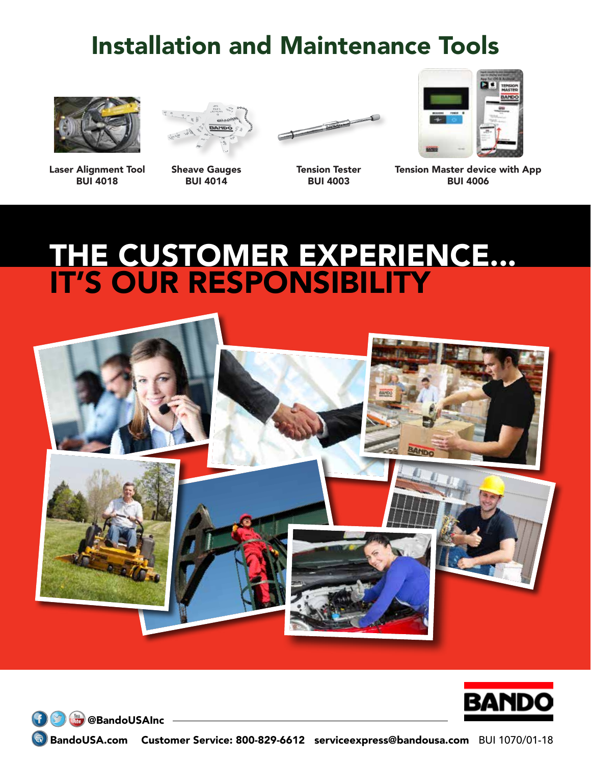# Installation and Maintenance Tools

**Laser Alignment Tool**
**BUI 4018**

**Sheave Gauges**
**BUI 4014**

**Tension Tester**
**BUI 4003**

**Tension Master device with App**
**BUI 4006**

# THE CUSTOMER EXPERIENCE... IT'S OUR RESPONSIBILITY

@BandoUSAInc

BandoUSA.com Customer Service: 800-829-6612 serviceexpress@bandousa.com BUI 1070/01-18